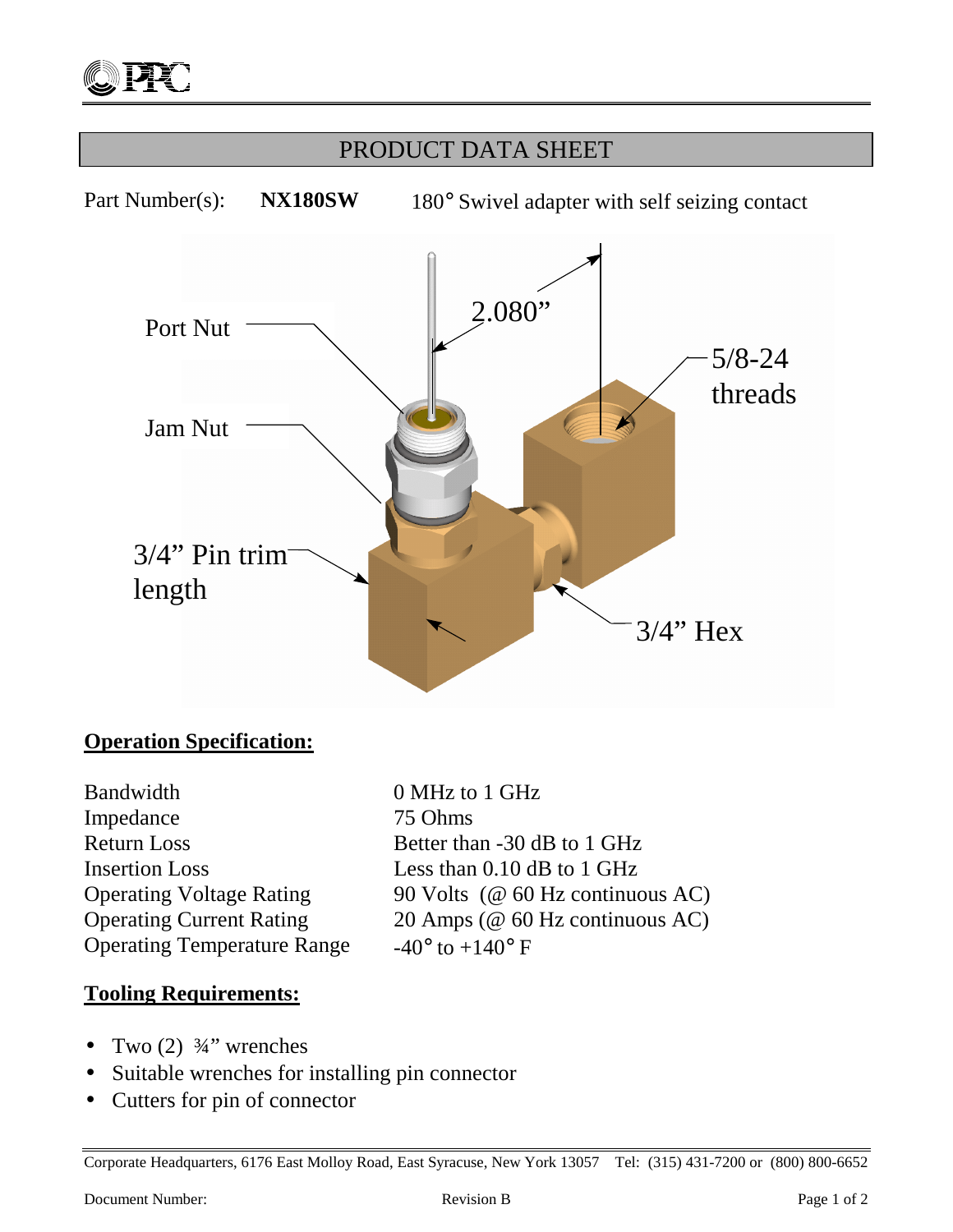# PRODUCT DATA SHEET

Part Number(s): **NX180SW** 180° Swivel adapter with self seizing contact

Port Nut

Jam Nut

3/4" Pin trim length

2.080"

5/8-24 threads

3/4" Hex

## **Operation Specification:**

| | |
|---|---|
| Bandwidth | 0 MHz to 1 GHz |
| Impedance | 75 Ohms |
| Return Loss | Better than -30 dB to 1 GHz |
| Insertion Loss | Less than 0.10 dB to 1 GHz |
| Operating Voltage Rating | 90 Volts (@ 60 Hz continuous AC) |
| Operating Current Rating | 20 Amps (@ 60 Hz continuous AC) |
| Operating Temperature Range | -40° to +140° F |

## **Tooling Requirements:**

- Two (2) ¾" wrenches
- Suitable wrenches for installing pin connector
- Cutters for pin of connector

Corporate Headquarters, 6176 East Molloy Road, East Syracuse, New York 13057 Tel: (315) 431-7200 or (800) 800-6652

Document Number: Revision B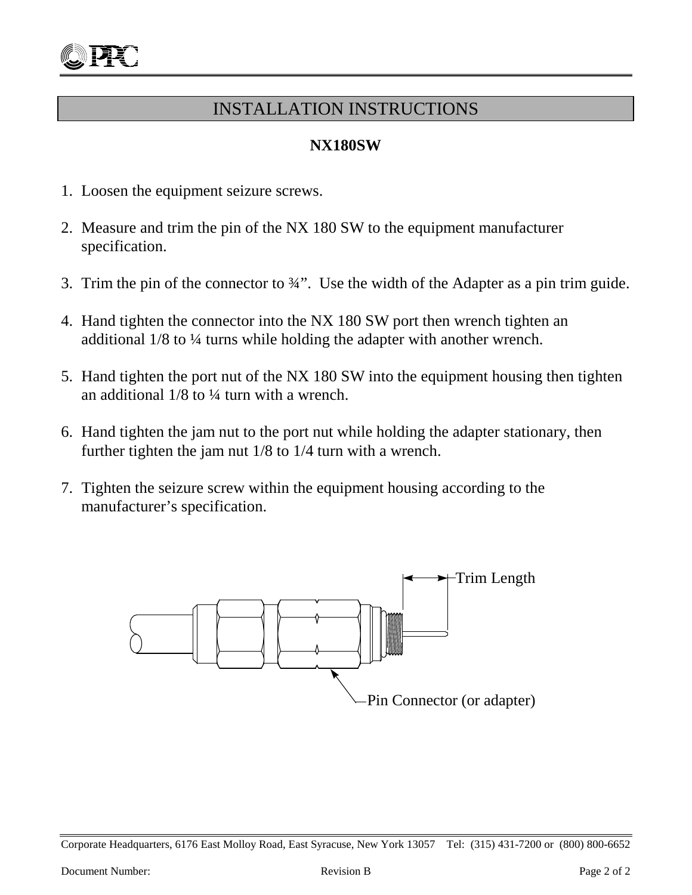# INSTALLATION INSTRUCTIONS

**NX180SW**

1. Loosen the equipment seizure screws.

2. Measure and trim the pin of the NX 180 SW to the equipment manufacturer specification.

3. Trim the pin of the connector to ¾”. Use the width of the Adapter as a pin trim guide.

4. Hand tighten the connector into the NX 180 SW port then wrench tighten an additional 1/8 to ¼ turns while holding the adapter with another wrench.

5. Hand tighten the port nut of the NX 180 SW into the equipment housing then tighten an additional 1/8 to ¼ turn with a wrench.

6. Hand tighten the jam nut to the port nut while holding the adapter stationary, then further tighten the jam nut 1/8 to 1/4 turn with a wrench.

7. Tighten the seizure screw within the equipment housing according to the manufacturer’s specification.

Trim Length

Pin Connector (or adapter)

Corporate Headquarters, 6176 East Molloy Road, East Syracuse, New York 13057 Tel: (315) 431-7200 or (800) 800-6652

Document Number: Revision B